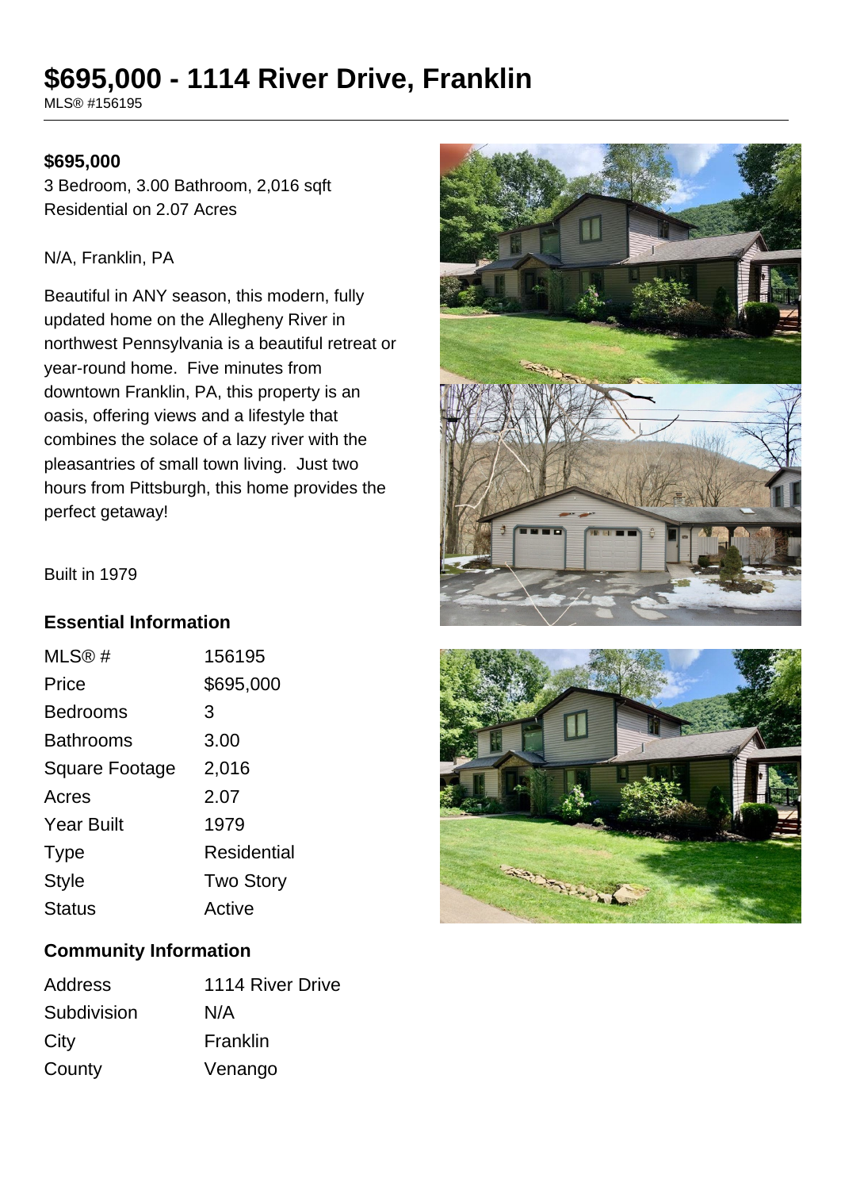# $695,000 - 1114 River Drive, Franklin

MLS® #156195

**$695,000**

3 Bedroom, 3.00 Bathroom, 2,016 sqft
Residential on 2.07 Acres

N/A, Franklin, PA

Beautiful in ANY season, this modern, fully updated home on the Allegheny River in northwest Pennsylvania is a beautiful retreat or year-round home.  Five minutes from downtown Franklin, PA, this property is an oasis, offering views and a lifestyle that combines the solace of a lazy river with the pleasantries of small town living.  Just two hours from Pittsburgh, this home provides the perfect getaway!

Built in 1979

## Essential Information

| | |
|---|---|
| MLS® # | 156195 |
| Price | $695,000 |
| Bedrooms | 3 |
| Bathrooms | 3.00 |
| Square Footage | 2,016 |
| Acres | 2.07 |
| Year Built | 1979 |
| Type | Residential |
| Style | Two Story |
| Status | Active |

## Community Information

| | |
|---|---|
| Address | 1114 River Drive |
| Subdivision | N/A |
| City | Franklin |
| County | Venango |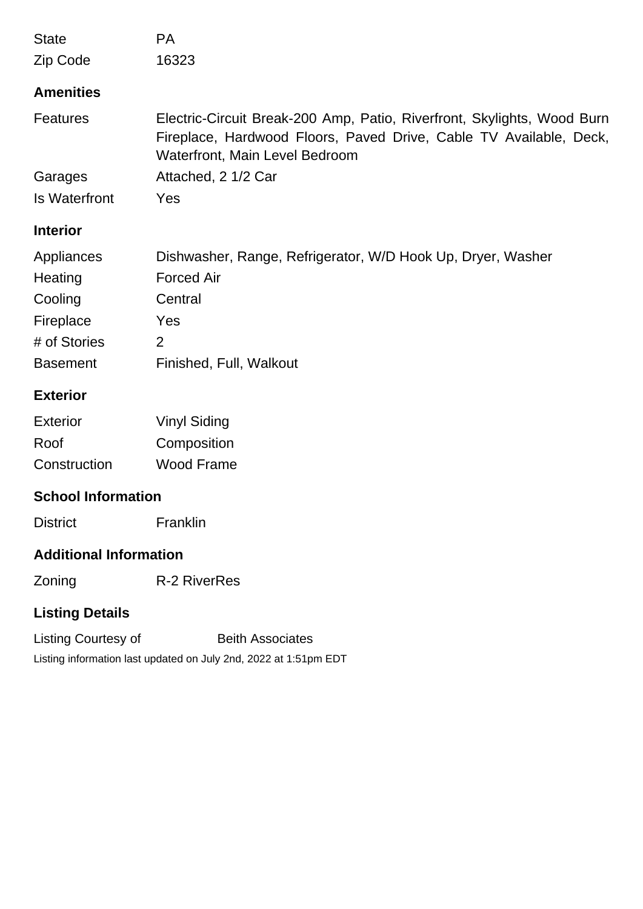| | |
|---|---|
| State | PA |
| Zip Code | 16323 |

## Amenities

| | |
|---|---|
| Features | Electric-Circuit Break-200 Amp, Patio, Riverfront, Skylights, Wood Burn Fireplace, Hardwood Floors, Paved Drive, Cable TV Available, Deck, Waterfront, Main Level Bedroom |
| Garages | Attached, 2 1/2 Car |
| Is Waterfront | Yes |

## Interior

| | |
|---|---|
| Appliances | Dishwasher, Range, Refrigerator, W/D Hook Up, Dryer, Washer |
| Heating | Forced Air |
| Cooling | Central |
| Fireplace | Yes |
| # of Stories | 2 |
| Basement | Finished, Full, Walkout |

## Exterior

| | |
|---|---|
| Exterior | Vinyl Siding |
| Roof | Composition |
| Construction | Wood Frame |

## School Information

| | |
|---|---|
| District | Franklin |

## Additional Information

| | |
|---|---|
| Zoning | R-2 RiverRes |

## Listing Details

| | |
|---|---|
| Listing Courtesy of | Beith Associates |

Listing information last updated on July 2nd, 2022 at 1:51pm EDT